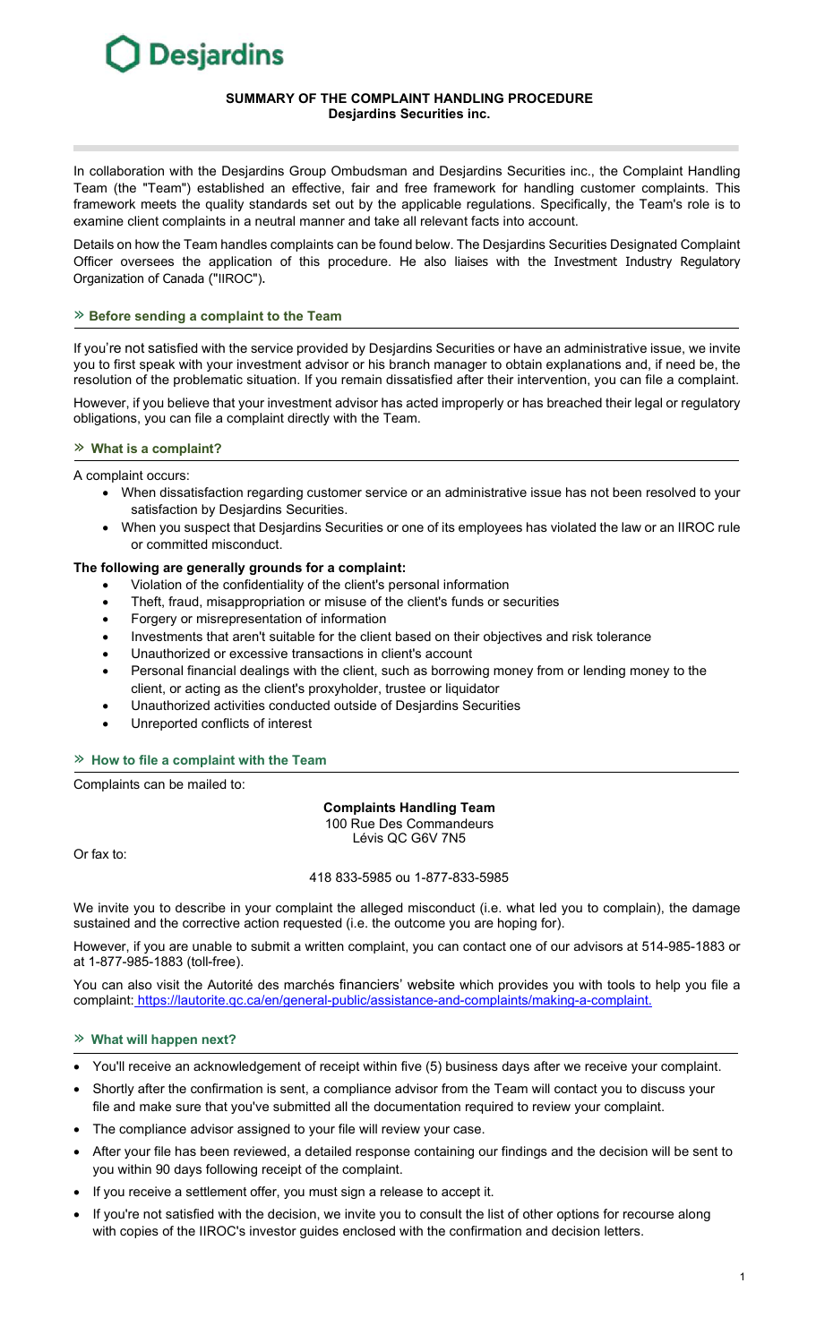Desjardins

# SUMMARY OF THE COMPLAINT HANDLING PROCEDURE
**Desjardins Securities inc.**

In collaboration with the Desjardins Group Ombudsman and Desjardins Securities inc., the Complaint Handling Team (the "Team") established an effective, fair and free framework for handling customer complaints. This framework meets the quality standards set out by the applicable regulations. Specifically, the Team's role is to examine client complaints in a neutral manner and take all relevant facts into account.

Details on how the Team handles complaints can be found below. The Desjardins Securities Designated Complaint Officer oversees the application of this procedure. He also liaises with the Investment Industry Regulatory Organization of Canada ("IIROC").

## » Before sending a complaint to the Team

If you're not satisfied with the service provided by Desjardins Securities or have an administrative issue, we invite you to first speak with your investment advisor or his branch manager to obtain explanations and, if need be, the resolution of the problematic situation. If you remain dissatisfied after their intervention, you can file a complaint.

However, if you believe that your investment advisor has acted improperly or has breached their legal or regulatory obligations, you can file a complaint directly with the Team.

## » What is a complaint?

A complaint occurs:

- When dissatisfaction regarding customer service or an administrative issue has not been resolved to your satisfaction by Desjardins Securities.
- When you suspect that Desjardins Securities or one of its employees has violated the law or an IIROC rule or committed misconduct.

**The following are generally grounds for a complaint:**

- Violation of the confidentiality of the client's personal information
- Theft, fraud, misappropriation or misuse of the client's funds or securities
- Forgery or misrepresentation of information
- Investments that aren't suitable for the client based on their objectives and risk tolerance
- Unauthorized or excessive transactions in client's account
- Personal financial dealings with the client, such as borrowing money from or lending money to the client, or acting as the client's proxyholder, trustee or liquidator
- Unauthorized activities conducted outside of Desjardins Securities
- Unreported conflicts of interest

## » How to file a complaint with the Team

Complaints can be mailed to:

**Complaints Handling Team**
100 Rue Des Commandeurs
Lévis QC G6V 7N5

Or fax to:

418 833-5985 ou 1-877-833-5985

We invite you to describe in your complaint the alleged misconduct (i.e. what led you to complain), the damage sustained and the corrective action requested (i.e. the outcome you are hoping for).

However, if you are unable to submit a written complaint, you can contact one of our advisors at 514-985-1883 or at 1-877-985-1883 (toll-free).

You can also visit the Autorité des marchés financiers' website which provides you with tools to help you file a complaint: https://lautorite.qc.ca/en/general-public/assistance-and-complaints/making-a-complaint.

## » What will happen next?

- You'll receive an acknowledgement of receipt within five (5) business days after we receive your complaint.
- Shortly after the confirmation is sent, a compliance advisor from the Team will contact you to discuss your file and make sure that you've submitted all the documentation required to review your complaint.
- The compliance advisor assigned to your file will review your case.
- After your file has been reviewed, a detailed response containing our findings and the decision will be sent to you within 90 days following receipt of the complaint.
- If you receive a settlement offer, you must sign a release to accept it.
- If you're not satisfied with the decision, we invite you to consult the list of other options for recourse along with copies of the IIROC's investor guides enclosed with the confirmation and decision letters.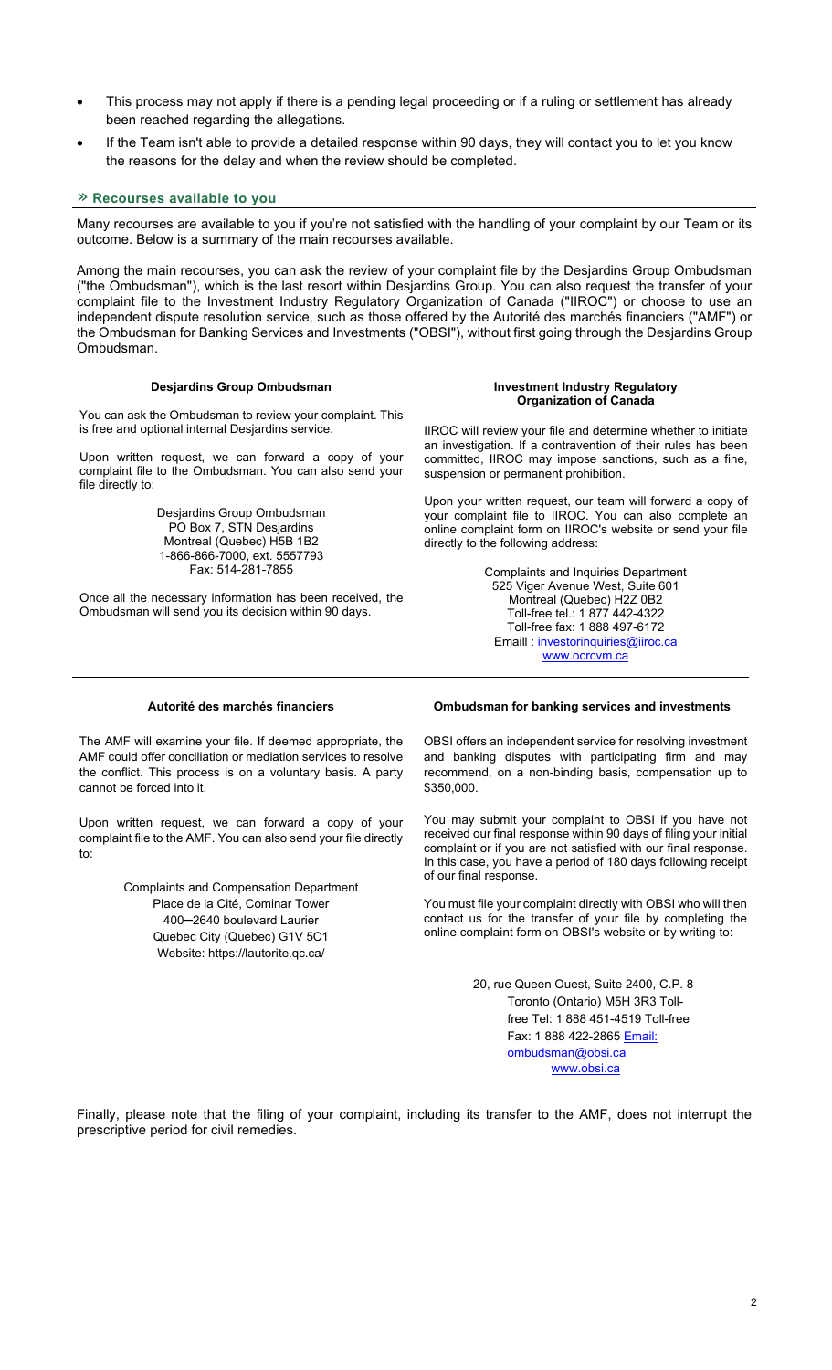- This process may not apply if there is a pending legal proceeding or if a ruling or settlement has already been reached regarding the allegations.
- If the Team isn't able to provide a detailed response within 90 days, they will contact you to let you know the reasons for the delay and when the review should be completed.

## » Recourses available to you

Many recourses are available to you if you're not satisfied with the handling of your complaint by our Team or its outcome. Below is a summary of the main recourses available.

Among the main recourses, you can ask the review of your complaint file by the Desjardins Group Ombudsman ("the Ombudsman"), which is the last resort within Desjardins Group. You can also request the transfer of your complaint file to the Investment Industry Regulatory Organization of Canada ("IIROC") or choose to use an independent dispute resolution service, such as those offered by the Autorité des marchés financiers ("AMF") or the Ombudsman for Banking Services and Investments ("OBSI"), without first going through the Desjardins Group Ombudsman.

### Desjardins Group Ombudsman

You can ask the Ombudsman to review your complaint. This is free and optional internal Desjardins service.

Upon written request, we can forward a copy of your complaint file to the Ombudsman. You can also send your file directly to:

Desjardins Group Ombudsman
PO Box 7, STN Desjardins
Montreal (Quebec) H5B 1B2
1-866-866-7000, ext. 5557793
Fax: 514-281-7855

Once all the necessary information has been received, the Ombudsman will send you its decision within 90 days.

### Investment Industry Regulatory Organization of Canada

IIROC will review your file and determine whether to initiate an investigation. If a contravention of their rules has been committed, IIROC may impose sanctions, such as a fine, suspension or permanent prohibition.

Upon your written request, our team will forward a copy of your complaint file to IIROC. You can also complete an online complaint form on IIROC's website or send your file directly to the following address:

Complaints and Inquiries Department
525 Viger Avenue West, Suite 601
Montreal (Quebec) H2Z 0B2
Toll-free tel.: 1 877 442-4322
Toll-free fax: 1 888 497-6172
Emaill : investorinquiries@iiroc.ca
www.ocrcvm.ca

### Autorité des marchés financiers

The AMF will examine your file. If deemed appropriate, the AMF could offer conciliation or mediation services to resolve the conflict. This process is on a voluntary basis. A party cannot be forced into it.

Upon written request, we can forward a copy of your complaint file to the AMF. You can also send your file directly to:

Complaints and Compensation Department
Place de la Cité, Cominar Tower
400–2640 boulevard Laurier
Quebec City (Quebec) G1V 5C1
Website: https://lautorite.qc.ca/

### Ombudsman for banking services and investments

OBSI offers an independent service for resolving investment and banking disputes with participating firm and may recommend, on a non-binding basis, compensation up to $350,000.

You may submit your complaint to OBSI if you have not received our final response within 90 days of filing your initial complaint or if you are not satisfied with our final response. In this case, you have a period of 180 days following receipt of our final response.

You must file your complaint directly with OBSI who will then contact us for the transfer of your file by completing the online complaint form on OBSI's website or by writing to:

20, rue Queen Ouest, Suite 2400, C.P. 8
Toronto (Ontario) M5H 3R3 Toll-free Tel: 1 888 451-4519 Toll-free Fax: 1 888 422-2865 Email: ombudsman@obsi.ca
www.obsi.ca

Finally, please note that the filing of your complaint, including its transfer to the AMF, does not interrupt the prescriptive period for civil remedies.